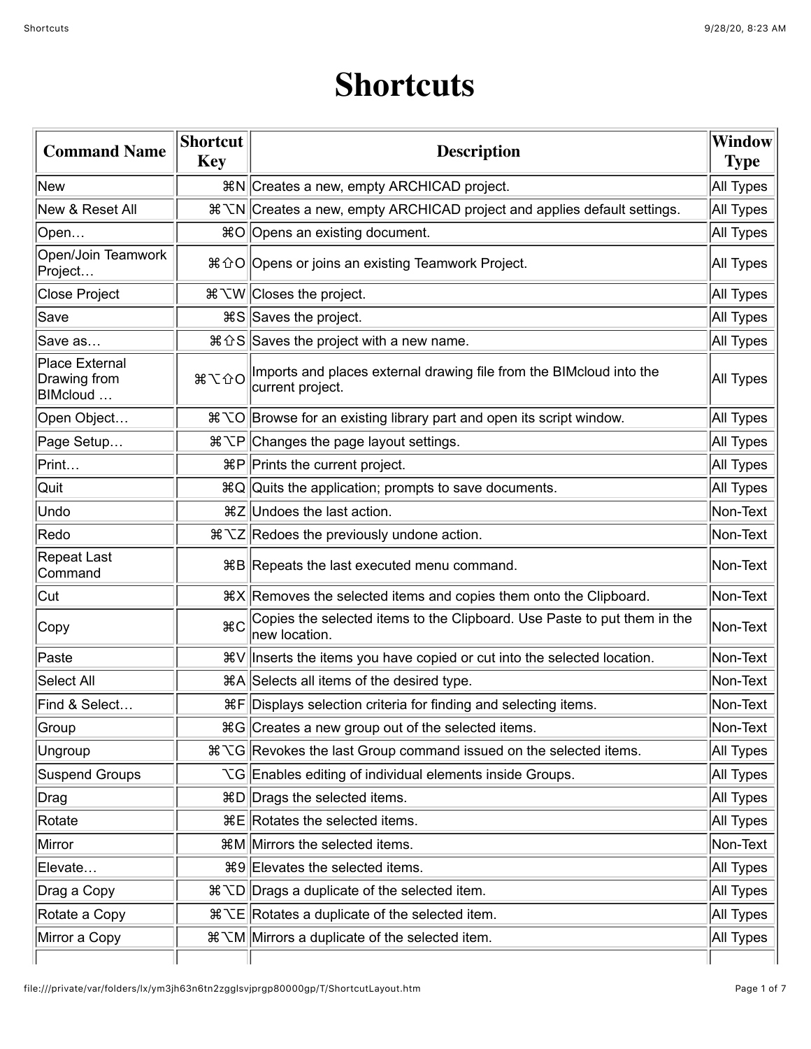# Shortcuts

| Command Name | Shortcut Key | Description | Window Type |
|---|---|---|---|
| New | ⌘N | Creates a new, empty ARCHICAD project. | All Types |
| New & Reset All | ⌘⌥N | Creates a new, empty ARCHICAD project and applies default settings. | All Types |
| Open… | ⌘O | Opens an existing document. | All Types |
| Open/Join Teamwork Project… | ⌘⇧O | Opens or joins an existing Teamwork Project. | All Types |
| Close Project | ⌘⌥W | Closes the project. | All Types |
| Save | ⌘S | Saves the project. | All Types |
| Save as… | ⌘⇧S | Saves the project with a new name. | All Types |
| Place External Drawing from BIMcloud … | ⌘⌥⇧O | Imports and places external drawing file from the BIMcloud into the current project. | All Types |
| Open Object… | ⌘⌥O | Browse for an existing library part and open its script window. | All Types |
| Page Setup… | ⌘⌥P | Changes the page layout settings. | All Types |
| Print… | ⌘P | Prints the current project. | All Types |
| Quit | ⌘Q | Quits the application; prompts to save documents. | All Types |
| Undo | ⌘Z | Undoes the last action. | Non-Text |
| Redo | ⌘⌥Z | Redoes the previously undone action. | Non-Text |
| Repeat Last Command | ⌘B | Repeats the last executed menu command. | Non-Text |
| Cut | ⌘X | Removes the selected items and copies them onto the Clipboard. | Non-Text |
| Copy | ⌘C | Copies the selected items to the Clipboard. Use Paste to put them in the new location. | Non-Text |
| Paste | ⌘V | Inserts the items you have copied or cut into the selected location. | Non-Text |
| Select All | ⌘A | Selects all items of the desired type. | Non-Text |
| Find & Select… | ⌘F | Displays selection criteria for finding and selecting items. | Non-Text |
| Group | ⌘G | Creates a new group out of the selected items. | Non-Text |
| Ungroup | ⌘⌥G | Revokes the last Group command issued on the selected items. | All Types |
| Suspend Groups | ⌥G | Enables editing of individual elements inside Groups. | All Types |
| Drag | ⌘D | Drags the selected items. | All Types |
| Rotate | ⌘E | Rotates the selected items. | All Types |
| Mirror | ⌘M | Mirrors the selected items. | Non-Text |
| Elevate… | ⌘9 | Elevates the selected items. | All Types |
| Drag a Copy | ⌘⌥D | Drags a duplicate of the selected item. | All Types |
| Rotate a Copy | ⌘⌥E | Rotates a duplicate of the selected item. | All Types |
| Mirror a Copy | ⌘⌥M | Mirrors a duplicate of the selected item. | All Types |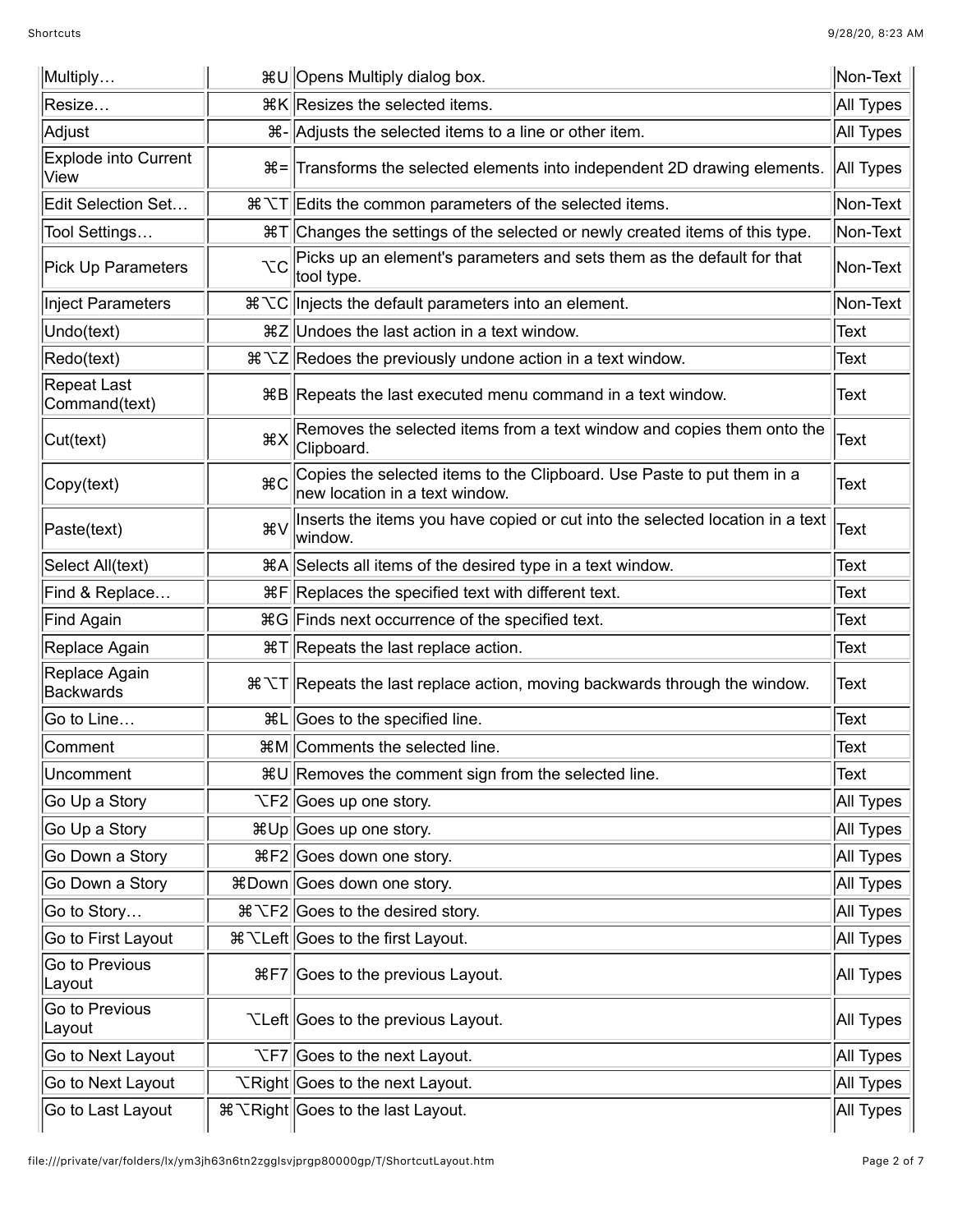| | | | |
|---|---|---|---|
| Multiply… | ⌘U | Opens Multiply dialog box. | Non-Text |
| Resize… | ⌘K | Resizes the selected items. | All Types |
| Adjust | ⌘- | Adjusts the selected items to a line or other item. | All Types |
| Explode into Current View | ⌘= | Transforms the selected elements into independent 2D drawing elements. | All Types |
| Edit Selection Set… | ⌘⌥T | Edits the common parameters of the selected items. | Non-Text |
| Tool Settings… | ⌘T | Changes the settings of the selected or newly created items of this type. | Non-Text |
| Pick Up Parameters | ⌥C | Picks up an element's parameters and sets them as the default for that tool type. | Non-Text |
| Inject Parameters | ⌘⌥C | Injects the default parameters into an element. | Non-Text |
| Undo(text) | ⌘Z | Undoes the last action in a text window. | Text |
| Redo(text) | ⌘⌥Z | Redoes the previously undone action in a text window. | Text |
| Repeat Last Command(text) | ⌘B | Repeats the last executed menu command in a text window. | Text |
| Cut(text) | ⌘X | Removes the selected items from a text window and copies them onto the Clipboard. | Text |
| Copy(text) | ⌘C | Copies the selected items to the Clipboard. Use Paste to put them in a new location in a text window. | Text |
| Paste(text) | ⌘V | Inserts the items you have copied or cut into the selected location in a text window. | Text |
| Select All(text) | ⌘A | Selects all items of the desired type in a text window. | Text |
| Find & Replace… | ⌘F | Replaces the specified text with different text. | Text |
| Find Again | ⌘G | Finds next occurrence of the specified text. | Text |
| Replace Again | ⌘T | Repeats the last replace action. | Text |
| Replace Again Backwards | ⌘⌥T | Repeats the last replace action, moving backwards through the window. | Text |
| Go to Line… | ⌘L | Goes to the specified line. | Text |
| Comment | ⌘M | Comments the selected line. | Text |
| Uncomment | ⌘U | Removes the comment sign from the selected line. | Text |
| Go Up a Story | ⌥F2 | Goes up one story. | All Types |
| Go Up a Story | ⌘Up | Goes up one story. | All Types |
| Go Down a Story | ⌘F2 | Goes down one story. | All Types |
| Go Down a Story | ⌘Down | Goes down one story. | All Types |
| Go to Story… | ⌘⌥F2 | Goes to the desired story. | All Types |
| Go to First Layout | ⌘⌥Left | Goes to the first Layout. | All Types |
| Go to Previous Layout | ⌘F7 | Goes to the previous Layout. | All Types |
| Go to Previous Layout | ⌥Left | Goes to the previous Layout. | All Types |
| Go to Next Layout | ⌥F7 | Goes to the next Layout. | All Types |
| Go to Next Layout | ⌥Right | Goes to the next Layout. | All Types |
| Go to Last Layout | ⌘⌥Right | Goes to the last Layout. | All Types |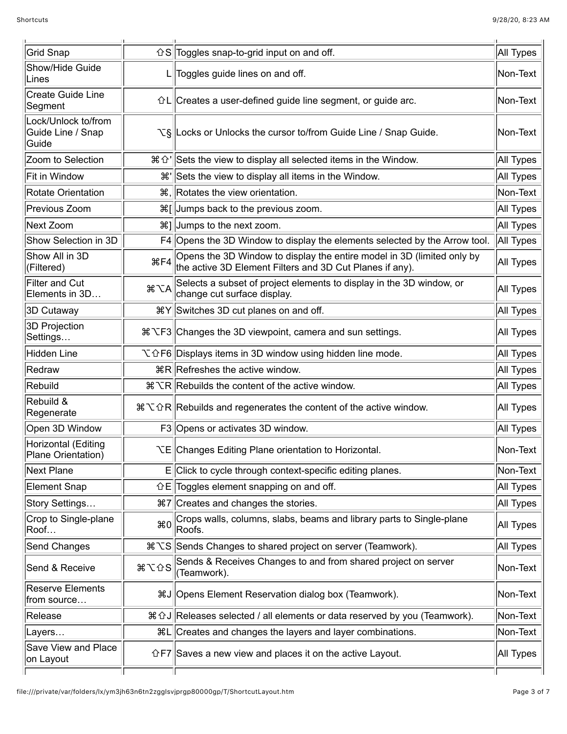| | | | |
|---|---|---|---|
| Grid Snap | ⇧S | Toggles snap-to-grid input on and off. | All Types |
| Show/Hide Guide Lines | L | Toggles guide lines on and off. | Non-Text |
| Create Guide Line Segment | ⇧L | Creates a user-defined guide line segment, or guide arc. | Non-Text |
| Lock/Unlock to/from Guide Line / Snap Guide | ⌥§ | Locks or Unlocks the cursor to/from Guide Line / Snap Guide. | Non-Text |
| Zoom to Selection | ⌘⇧' | Sets the view to display all selected items in the Window. | All Types |
| Fit in Window | ⌘' | Sets the view to display all items in the Window. | All Types |
| Rotate Orientation | ⌘, | Rotates the view orientation. | Non-Text |
| Previous Zoom | ⌘[ | Jumps back to the previous zoom. | All Types |
| Next Zoom | ⌘] | Jumps to the next zoom. | All Types |
| Show Selection in 3D | F4 | Opens the 3D Window to display the elements selected by the Arrow tool. | All Types |
| Show All in 3D (Filtered) | ⌘F4 | Opens the 3D Window to display the entire model in 3D (limited only by the active 3D Element Filters and 3D Cut Planes if any). | All Types |
| Filter and Cut Elements in 3D… | ⌘⌥A | Selects a subset of project elements to display in the 3D window, or change cut surface display. | All Types |
| 3D Cutaway | ⌘Y | Switches 3D cut planes on and off. | All Types |
| 3D Projection Settings… | ⌘⌥F3 | Changes the 3D viewpoint, camera and sun settings. | All Types |
| Hidden Line | ⌥⇧F6 | Displays items in 3D window using hidden line mode. | All Types |
| Redraw | ⌘R | Refreshes the active window. | All Types |
| Rebuild | ⌘⌥R | Rebuilds the content of the active window. | All Types |
| Rebuild & Regenerate | ⌘⌥⇧R | Rebuilds and regenerates the content of the active window. | All Types |
| Open 3D Window | F3 | Opens or activates 3D window. | All Types |
| Horizontal (Editing Plane Orientation) | ⌥E | Changes Editing Plane orientation to Horizontal. | Non-Text |
| Next Plane | E | Click to cycle through context-specific editing planes. | Non-Text |
| Element Snap | ⇧E | Toggles element snapping on and off. | All Types |
| Story Settings… | ⌘7 | Creates and changes the stories. | All Types |
| Crop to Single-plane Roof… | ⌘0 | Crops walls, columns, slabs, beams and library parts to Single-plane Roofs. | All Types |
| Send Changes | ⌘⌥S | Sends Changes to shared project on server (Teamwork). | All Types |
| Send & Receive | ⌘⌥⇧S | Sends & Receives Changes to and from shared project on server (Teamwork). | Non-Text |
| Reserve Elements from source… | ⌘J | Opens Element Reservation dialog box (Teamwork). | Non-Text |
| Release | ⌘⇧J | Releases selected / all elements or data reserved by you (Teamwork). | Non-Text |
| Layers… | ⌘L | Creates and changes the layers and layer combinations. | Non-Text |
| Save View and Place on Layout | ⇧F7 | Saves a new view and places it on the active Layout. | All Types |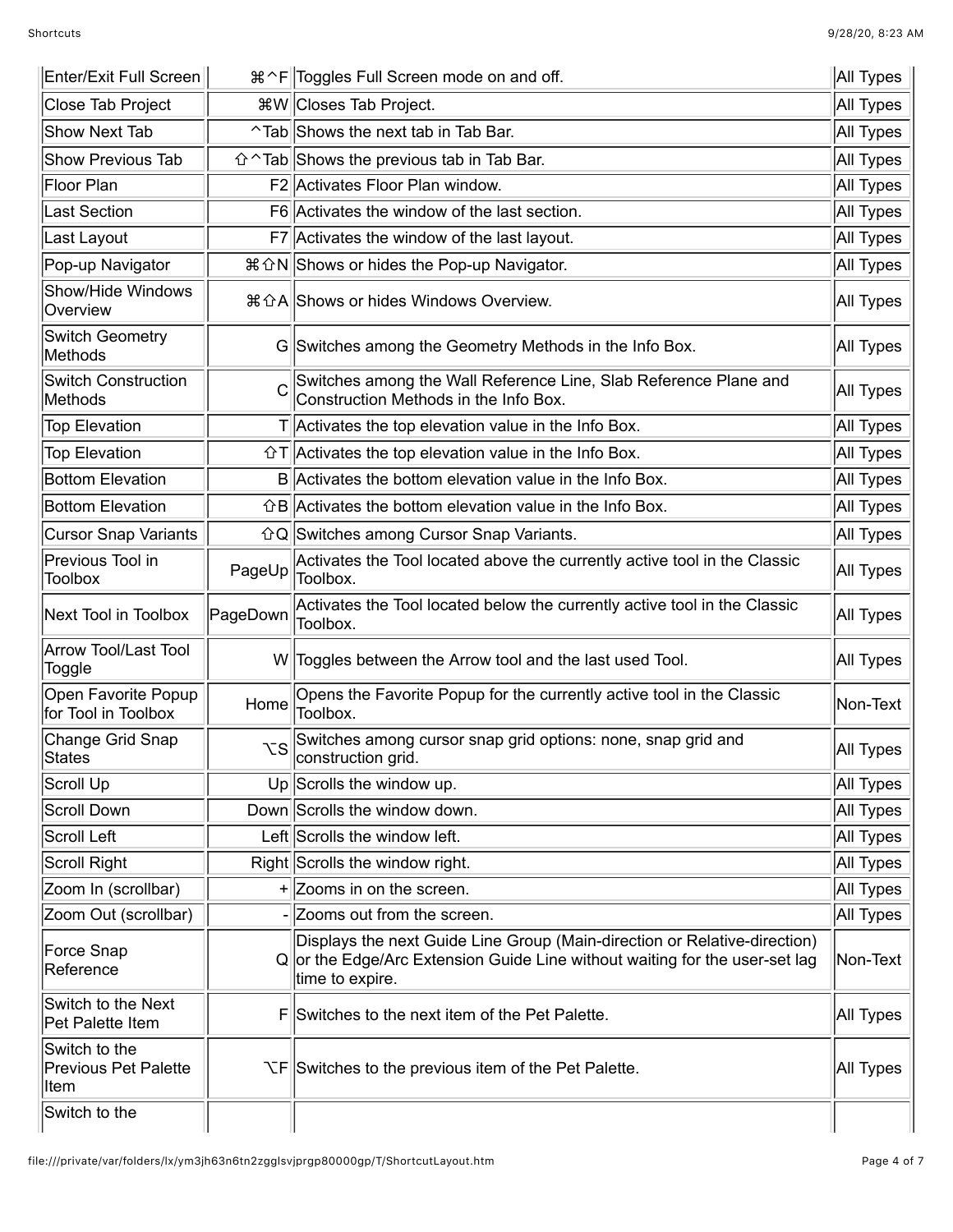| Enter/Exit Full Screen | ⌘^F | Toggles Full Screen mode on and off. | All Types |
|---|---|---|---|
| Close Tab Project | ⌘W | Closes Tab Project. | All Types |
| Show Next Tab | ^Tab | Shows the next tab in Tab Bar. | All Types |
| Show Previous Tab | ⇧^Tab | Shows the previous tab in Tab Bar. | All Types |
| Floor Plan | F2 | Activates Floor Plan window. | All Types |
| Last Section | F6 | Activates the window of the last section. | All Types |
| Last Layout | F7 | Activates the window of the last layout. | All Types |
| Pop-up Navigator | ⌘⇧N | Shows or hides the Pop-up Navigator. | All Types |
| Show/Hide Windows Overview | ⌘⇧A | Shows or hides Windows Overview. | All Types |
| Switch Geometry Methods | G | Switches among the Geometry Methods in the Info Box. | All Types |
| Switch Construction Methods | C | Switches among the Wall Reference Line, Slab Reference Plane and Construction Methods in the Info Box. | All Types |
| Top Elevation | T | Activates the top elevation value in the Info Box. | All Types |
| Top Elevation | ⇧T | Activates the top elevation value in the Info Box. | All Types |
| Bottom Elevation | B | Activates the bottom elevation value in the Info Box. | All Types |
| Bottom Elevation | ⇧B | Activates the bottom elevation value in the Info Box. | All Types |
| Cursor Snap Variants | ⇧Q | Switches among Cursor Snap Variants. | All Types |
| Previous Tool in Toolbox | PageUp | Activates the Tool located above the currently active tool in the Classic Toolbox. | All Types |
| Next Tool in Toolbox | PageDown | Activates the Tool located below the currently active tool in the Classic Toolbox. | All Types |
| Arrow Tool/Last Tool Toggle | W | Toggles between the Arrow tool and the last used Tool. | All Types |
| Open Favorite Popup for Tool in Toolbox | Home | Opens the Favorite Popup for the currently active tool in the Classic Toolbox. | Non-Text |
| Change Grid Snap States | ⌥S | Switches among cursor snap grid options: none, snap grid and construction grid. | All Types |
| Scroll Up | Up | Scrolls the window up. | All Types |
| Scroll Down | Down | Scrolls the window down. | All Types |
| Scroll Left | Left | Scrolls the window left. | All Types |
| Scroll Right | Right | Scrolls the window right. | All Types |
| Zoom In (scrollbar) | + | Zooms in on the screen. | All Types |
| Zoom Out (scrollbar) | - | Zooms out from the screen. | All Types |
| Force Snap Reference | Q | Displays the next Guide Line Group (Main-direction or Relative-direction) or the Edge/Arc Extension Guide Line without waiting for the user-set lag time to expire. | Non-Text |
| Switch to the Next Pet Palette Item | F | Switches to the next item of the Pet Palette. | All Types |
| Switch to the Previous Pet Palette Item | ⌥F | Switches to the previous item of the Pet Palette. | All Types |
| Switch to the | | | |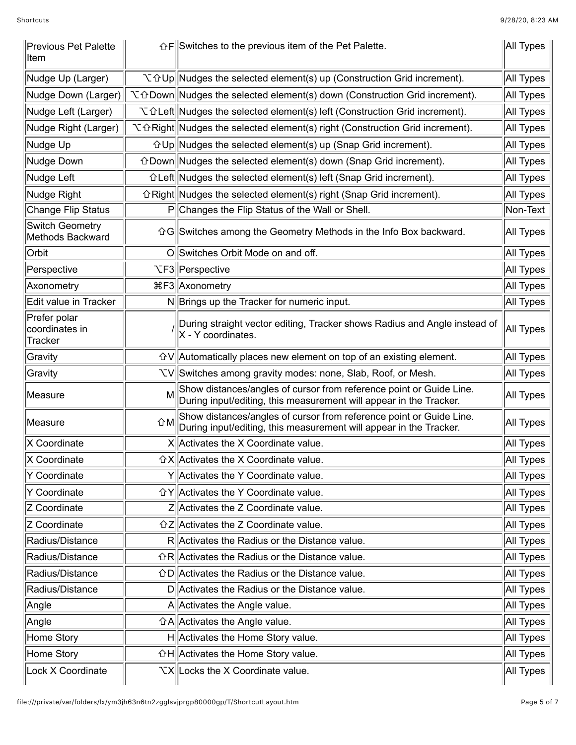| Previous Pet Palette Item | ⇧F | Switches to the previous item of the Pet Palette. | All Types |
|---|---|---|---|
| Nudge Up (Larger) | ⌥⇧Up | Nudges the selected element(s) up (Construction Grid increment). | All Types |
| Nudge Down (Larger) | ⌥⇧Down | Nudges the selected element(s) down (Construction Grid increment). | All Types |
| Nudge Left (Larger) | ⌥⇧Left | Nudges the selected element(s) left (Construction Grid increment). | All Types |
| Nudge Right (Larger) | ⌥⇧Right | Nudges the selected element(s) right (Construction Grid increment). | All Types |
| Nudge Up | ⇧Up | Nudges the selected element(s) up (Snap Grid increment). | All Types |
| Nudge Down | ⇧Down | Nudges the selected element(s) down (Snap Grid increment). | All Types |
| Nudge Left | ⇧Left | Nudges the selected element(s) left (Snap Grid increment). | All Types |
| Nudge Right | ⇧Right | Nudges the selected element(s) right (Snap Grid increment). | All Types |
| Change Flip Status | P | Changes the Flip Status of the Wall or Shell. | Non-Text |
| Switch Geometry Methods Backward | ⇧G | Switches among the Geometry Methods in the Info Box backward. | All Types |
| Orbit | O | Switches Orbit Mode on and off. | All Types |
| Perspective | ⌥F3 | Perspective | All Types |
| Axonometry | ⌘F3 | Axonometry | All Types |
| Edit value in Tracker | N | Brings up the Tracker for numeric input. | All Types |
| Prefer polar coordinates in Tracker | / | During straight vector editing, Tracker shows Radius and Angle instead of X - Y coordinates. | All Types |
| Gravity | ⇧V | Automatically places new element on top of an existing element. | All Types |
| Gravity | ⌥V | Switches among gravity modes: none, Slab, Roof, or Mesh. | All Types |
| Measure | M | Show distances/angles of cursor from reference point or Guide Line. During input/editing, this measurement will appear in the Tracker. | All Types |
| Measure | ⇧M | Show distances/angles of cursor from reference point or Guide Line. During input/editing, this measurement will appear in the Tracker. | All Types |
| X Coordinate | X | Activates the X Coordinate value. | All Types |
| X Coordinate | ⇧X | Activates the X Coordinate value. | All Types |
| Y Coordinate | Y | Activates the Y Coordinate value. | All Types |
| Y Coordinate | ⇧Y | Activates the Y Coordinate value. | All Types |
| Z Coordinate | Z | Activates the Z Coordinate value. | All Types |
| Z Coordinate | ⇧Z | Activates the Z Coordinate value. | All Types |
| Radius/Distance | R | Activates the Radius or the Distance value. | All Types |
| Radius/Distance | ⇧R | Activates the Radius or the Distance value. | All Types |
| Radius/Distance | ⇧D | Activates the Radius or the Distance value. | All Types |
| Radius/Distance | D | Activates the Radius or the Distance value. | All Types |
| Angle | A | Activates the Angle value. | All Types |
| Angle | ⇧A | Activates the Angle value. | All Types |
| Home Story | H | Activates the Home Story value. | All Types |
| Home Story | ⇧H | Activates the Home Story value. | All Types |
| Lock X Coordinate | ⌥X | Locks the X Coordinate value. | All Types |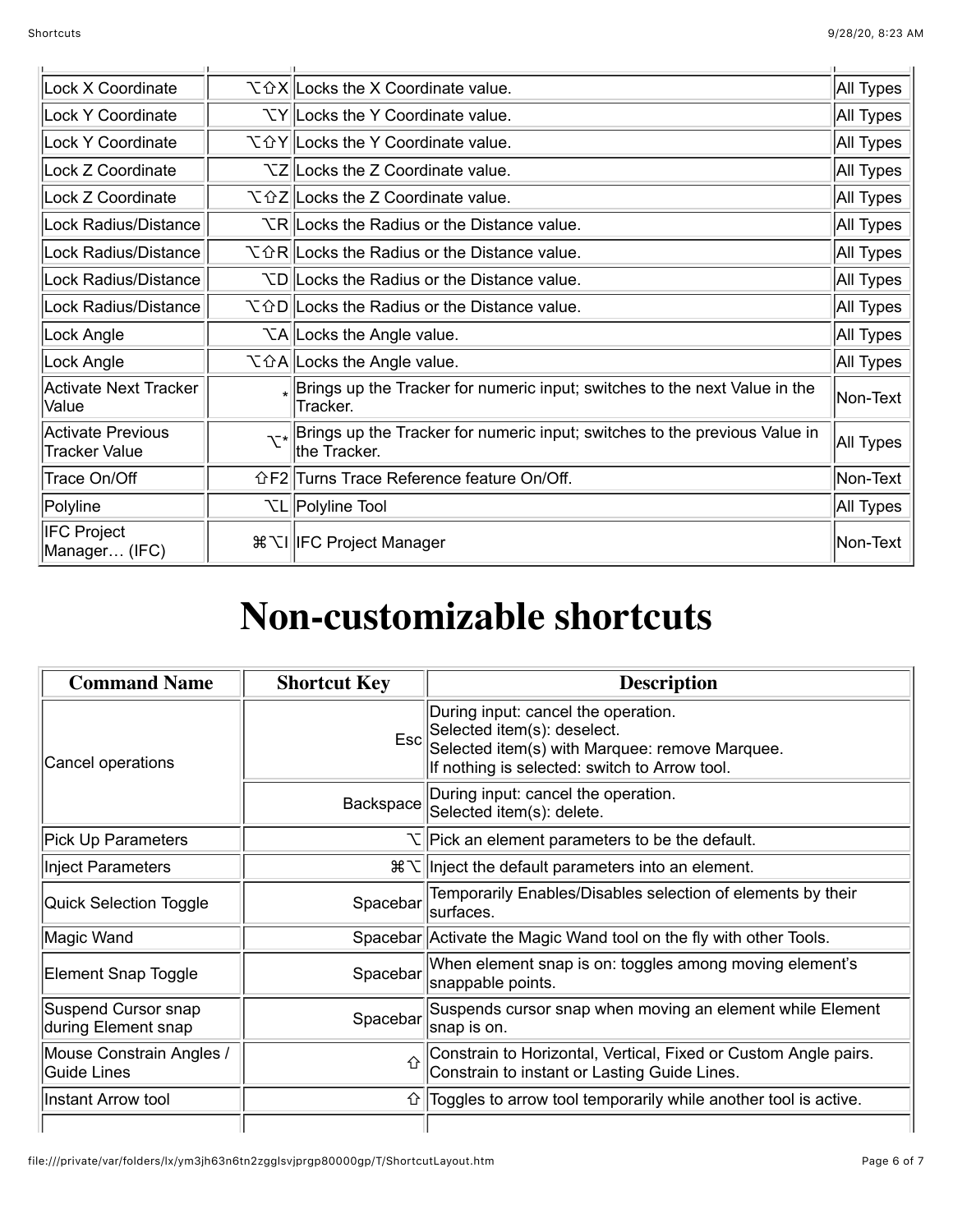| | | | |
|---|---|---|---|
| Lock X Coordinate | ⌥⇧X | Locks the X Coordinate value. | All Types |
| Lock Y Coordinate | ⌥Y | Locks the Y Coordinate value. | All Types |
| Lock Y Coordinate | ⌥⇧Y | Locks the Y Coordinate value. | All Types |
| Lock Z Coordinate | ⌥Z | Locks the Z Coordinate value. | All Types |
| Lock Z Coordinate | ⌥⇧Z | Locks the Z Coordinate value. | All Types |
| Lock Radius/Distance | ⌥R | Locks the Radius or the Distance value. | All Types |
| Lock Radius/Distance | ⌥⇧R | Locks the Radius or the Distance value. | All Types |
| Lock Radius/Distance | ⌥D | Locks the Radius or the Distance value. | All Types |
| Lock Radius/Distance | ⌥⇧D | Locks the Radius or the Distance value. | All Types |
| Lock Angle | ⌥A | Locks the Angle value. | All Types |
| Lock Angle | ⌥⇧A | Locks the Angle value. | All Types |
| Activate Next Tracker Value | * | Brings up the Tracker for numeric input; switches to the next Value in the Tracker. | Non-Text |
| Activate Previous Tracker Value | ⌥* | Brings up the Tracker for numeric input; switches to the previous Value in the Tracker. | All Types |
| Trace On/Off | ⇧F2 | Turns Trace Reference feature On/Off. | Non-Text |
| Polyline | ⌥L | Polyline Tool | All Types |
| IFC Project Manager… (IFC) | ⌘⌥I | IFC Project Manager | Non-Text |

# Non-customizable shortcuts

| Command Name | Shortcut Key | Description |
|---|---|---|
| Cancel operations | Esc | During input: cancel the operation.<br>Selected item(s): deselect.<br>Selected item(s) with Marquee: remove Marquee.<br>If nothing is selected: switch to Arrow tool. |
| | Backspace | During input: cancel the operation.<br>Selected item(s): delete. |
| Pick Up Parameters | ⌥ | Pick an element parameters to be the default. |
| Inject Parameters | ⌘⌥ | Inject the default parameters into an element. |
| Quick Selection Toggle | Spacebar | Temporarily Enables/Disables selection of elements by their surfaces. |
| Magic Wand | Spacebar | Activate the Magic Wand tool on the fly with other Tools. |
| Element Snap Toggle | Spacebar | When element snap is on: toggles among moving element's snappable points. |
| Suspend Cursor snap during Element snap | Spacebar | Suspends cursor snap when moving an element while Element snap is on. |
| Mouse Constrain Angles / Guide Lines | ⇧ | Constrain to Horizontal, Vertical, Fixed or Custom Angle pairs.<br>Constrain to instant or Lasting Guide Lines. |
| Instant Arrow tool | ⇧ | Toggles to arrow tool temporarily while another tool is active. |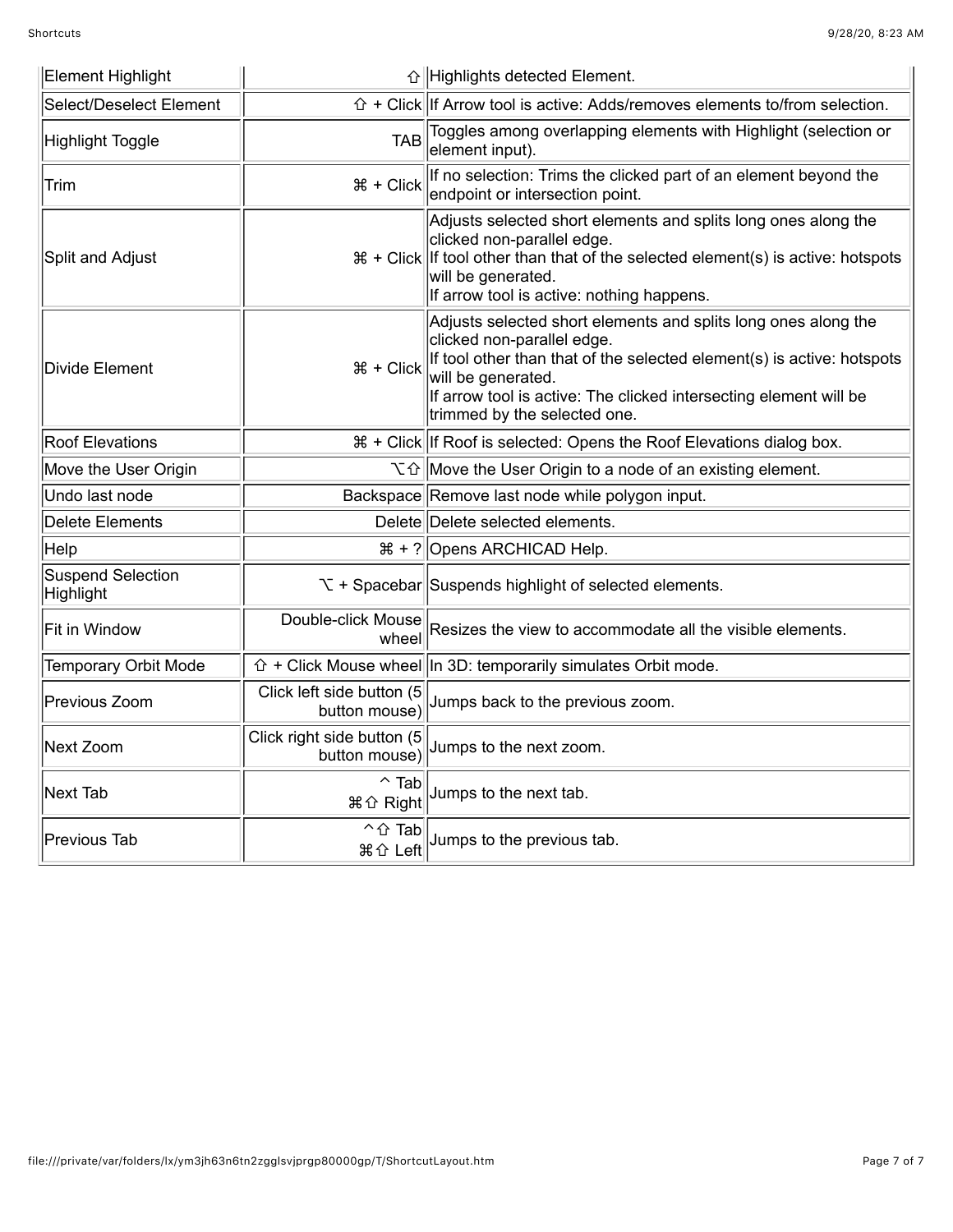| | | |
|---|---|---|
| Element Highlight | ⇧ | Highlights detected Element. |
| Select/Deselect Element | ⇧ + Click | If Arrow tool is active: Adds/removes elements to/from selection. |
| Highlight Toggle | TAB | Toggles among overlapping elements with Highlight (selection or element input). |
| Trim | ⌘ + Click | If no selection: Trims the clicked part of an element beyond the endpoint or intersection point. |
| Split and Adjust | ⌘ + Click | Adjusts selected short elements and splits long ones along the clicked non-parallel edge.<br>If tool other than that of the selected element(s) is active: hotspots will be generated.<br>If arrow tool is active: nothing happens. |
| Divide Element | ⌘ + Click | Adjusts selected short elements and splits long ones along the clicked non-parallel edge.<br>If tool other than that of the selected element(s) is active: hotspots will be generated.<br>If arrow tool is active: The clicked intersecting element will be trimmed by the selected one. |
| Roof Elevations | ⌘ + Click | If Roof is selected: Opens the Roof Elevations dialog box. |
| Move the User Origin | ⌥⇧ | Move the User Origin to a node of an existing element. |
| Undo last node | Backspace | Remove last node while polygon input. |
| Delete Elements | Delete | Delete selected elements. |
| Help | ⌘ + ? | Opens ARCHICAD Help. |
| Suspend Selection Highlight | ⌥ + Spacebar | Suspends highlight of selected elements. |
| Fit in Window | Double-click Mouse wheel | Resizes the view to accommodate all the visible elements. |
| Temporary Orbit Mode | ⇧ + Click Mouse wheel | In 3D: temporarily simulates Orbit mode. |
| Previous Zoom | Click left side button (5 button mouse) | Jumps back to the previous zoom. |
| Next Zoom | Click right side button (5 button mouse) | Jumps to the next zoom. |
| Next Tab | ^ Tab<br>⌘⇧ Right | Jumps to the next tab. |
| Previous Tab | ^⇧ Tab<br>⌘⇧ Left | Jumps to the previous tab. |